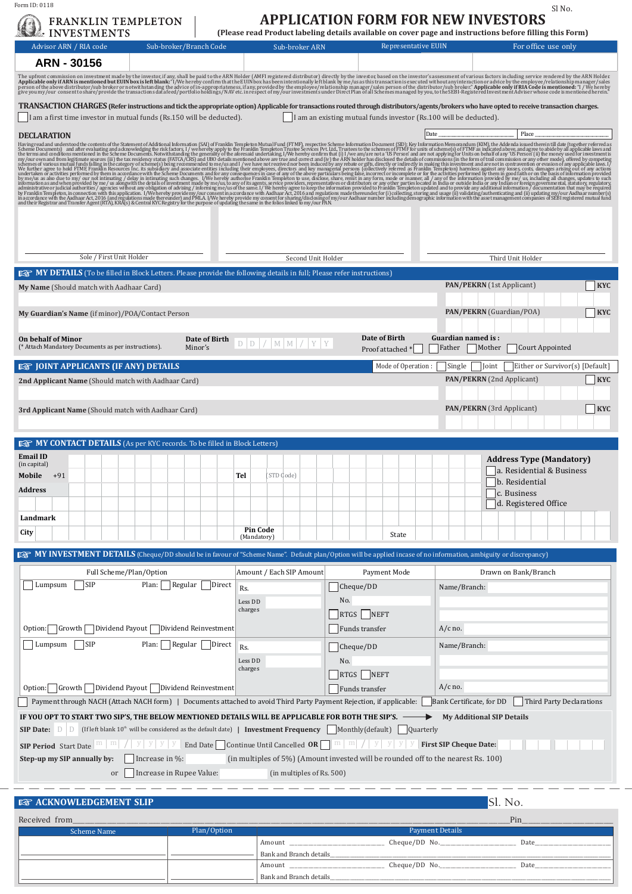Form ID: 0118

Sl No.

FRANKLIN TEMPLETON INVESTMENTS

# APPLICATION FORM FOR NEW INVESTORS

**(Please read Product labeling details available on cover page and instructions before filling this Form)**

| Advisor ARN / RIA code | Sub-broker/Branch Code | Sub-broker ARN | Representative EUIN | For office use only |
|---|---|---|---|---|
| ARN - 30156 | | | | |

The upfront commission on investment made by the investor, if any, shall be paid to the ARN Holder (AMFI registered distributor) directly by the investor, based on the investor's assessment of various factors including service rendered by the ARN Holder. **Applicable only if ARN is mentioned but EUIN box is left blank:** "I/We hereby confirm that the EUIN box has been intentionally left blank by me/us as this transaction is executed without any interaction or advice by the employee/relationship manager/sales person of the above distributor/sub broker or notwithstanding the advice of in-appropriateness, if any, provided by the employee/relationship manager/sales person of the distributor/sub broker." **Applicable only if RIA Code is mentioned:** "I / We hereby give you my/our consent to share/provide the transactions data feed/portfolio holdings/NAV etc. in respect of my/our investments under Direct Plan of all Schemes managed by you, to the SEBI-Registered Investment Adviser whose code is mentioned herein."

**TRANSACTION CHARGES (Refer instructions and tick the appropriate option) Applicable for transactions routed through distributors/agents/brokers who have opted to receive transaction charges.**

☐ I am a first time investor in mutual funds (Rs.150 will be deducted). ☐ I am an existing mutual funds investor (Rs.100 will be deducted).

## DECLARATION

Date ____________ Place ____________

Having read and understood the contents of the Statement of Additional Information (SAI) of Franklin Templeton Mutual Fund (FTMF), respective Scheme Information Document (SID); Key Information Memorandum (KIM), the Addenda issued therein till date (together referred as Scheme Documents) and after evaluating and acknowledging the risk factors, I / we hereby apply to the Franklin Templeton Trustee Services Pvt. Ltd., Trustees to the schemes of FTMF for units of scheme(s) of FTMF as indicated above, and agree to abide by all applicable laws and the terms and conditions mentioned in the Scheme Documents. Notwithstanding the generality of the aforesaid undertaking, I/We hereby confirm that (i) I /we am/are not a 'US Person' and are not applying for Units on behalf of any 'US Person' (ii) the money used for investment is my/our own and from legitimate sources (iii) the tax residency status (FATCA/CRS) and UBO details mentioned above are true and correct and (iv) the ARN holder has disclosed the details of commissions (in the form of trail commission or any other mode), offered by competing schemes of various mutual funds falling in the category of scheme(s) being recommended to me/us and I /we have not received nor been induced by any rebate or gifts, directly or indirectly in making this investment and are not in contravention or evasion of any applicable laws. I/We further agree to hold FTMF Franklin Resources Inc. its subsidiary and associate entities including their employees, directors and key managerial persons (collectively referred as FTMF) harmless against any losses, costs, damages arising out of any actions undertaken or activities performed by them in accordance with the Scheme Documents and for any consequences in case of any of the above particulars being false, incorrect or incomplete or for the activities performed by them in good faith or on the basis of information provided by me/us as also due to my/ our not intimating / delay in intimating such changes. I/We hereby authorise Franklin Templeton to use, disclose, share, remit in any form, mode or manner, all / any of the information provided by me/ us, including all changes, updates to such information as and when provided by me/ us alongwith the details of investment made by me/us, to any of its agents, service providers, representatives or distributors or any other parties located in India or outside India or any Indian or foreign governmental, statutory, regulatory, administrative or judicial authorities / agencies without any obligation of advising / informing me/us of the same. I/ We hereby agree to keep the information provided to Franklin Templeton updated and to provide any additional information / documentation that may be required by Franklin Templeton, in connection with this application. I/We hereby provide my/our consent in accordance with Aadhaar Act 2016 and regulations made thereunder for (i) collecting, storing and usage (ii) validating/authenticating and (iii) updating my/our Aadhaar number(s) in accordance with the Aadhaar Act, 2016 (and regulations made thereunder) and PMLA. I/We hereby provide my consent for sharing/disclosing of my/our Aadhaar number including demographic information with the asset management companies of SEBI registered mutual fund and their Registrar and Transfer Agent (RTA), KRA(s) & Central KYC Registry for the purpose of updating the same in the folios linked to my/our PAN.

| Sole / First Unit Holder | Second Unit Holder | Third Unit Holder |
|---|---|---|
| | | |

## MY DETAILS (To be filled in Block Letters. Please provide the following details in full; Please refer instructions)

**My Name** (Should match with Aadhaar Card) | **PAN/PEKRN** (1st Applicant) ☐ **KYC**

**My Guardian's Name** (if minor)/POA/Contact Person | **PAN/PEKRN** (Guardian/POA) ☐ **KYC**

**On behalf of Minor** (* Attach Mandatory Documents as per instructions). | **Date of Birth** Minor's D D / M M / Y Y | **Date of Birth** Proof attached * ☐ | **Guardian named is :** ☐ Father ☐ Mother ☐ Court Appointed

## JOINT APPLICANTS (IF ANY) DETAILS

Mode of Operation : ☐ Single ☐ Joint ☐ Either or Survivor(s) [Default]

**2nd Applicant Name** (Should match with Aadhaar Card) | **PAN/PEKRN** (2nd Applicant) ☐ **KYC**

**3rd Applicant Name** (Should match with Aadhaar Card) | **PAN/PEKRN** (3rd Applicant) ☐ **KYC**

## MY CONTACT DETAILS (As per KYC records. To be filled in Block Letters)

**Email ID** (in capital)

**Mobile** +91 | **Tel** (STD Code)

**Address**

**Landmark**

**City** | **Pin Code** (Mandatory) | State

**Address Type (Mandatory)**
- ☐ a. Residential & Business
- ☐ b. Residential
- ☐ c. Business
- ☐ d. Registered Office

## MY INVESTMENT DETAILS (Cheque/DD should be in favour of "Scheme Name". Default plan/Option will be applied incase of no information, ambiguity or discrepancy)

| Full Scheme/Plan/Option | Amount / Each SIP Amount | Payment Mode | Drawn on Bank/Branch |
|---|---|---|---|
| ☐ Lumpsum ☐ SIP Plan: ☐ Regular ☐ Direct<br>Option: ☐ Growth ☐ Dividend Payout ☐ Dividend Reinvestment | Rs.<br>Less DD charges | ☐ Cheque/DD<br>No.<br>☐ RTGS ☐ NEFT<br>☐ Funds transfer | Name/Branch:<br>A/c no. |
| ☐ Lumpsum ☐ SIP Plan: ☐ Regular ☐ Direct<br>Option: ☐ Growth ☐ Dividend Payout ☐ Dividend Reinvestment | Rs.<br>Less DD charges | ☐ Cheque/DD<br>No.<br>☐ RTGS ☐ NEFT<br>☐ Funds transfer | Name/Branch:<br>A/c no. |

☐ Payment through NACH (Attach NACH form) | Documents attached to avoid Third Party Payment Rejection, if applicable: ☐ Bank Certificate, for DD ☐ Third Party Declarations

**IF YOU OPT TO START TWO SIP'S, THE BELOW MENTIONED DETAILS WILL BE APPLICABLE FOR BOTH THE SIP'S.** → **My Additional SIP Details**

**SIP Date:** D D (If left blank 10th will be considered as the default date) | **Investment Frequency** ☐ Monthly (default) ☐ Quarterly

**SIP Period** Start Date m m / y y y y End Date ☐ Continue Until Cancelled **OR** ☐ m m / y y y y **First SIP Cheque Date:**

**Step-up my SIP annually by:** ☐ Increase in %: ______ (in multiples of 5%) (Amount invested will be rounded off to the nearest Rs. 100)

or ☐ Increase in Rupee Value: ______ (in multiples of Rs. 500)

## ACKNOWLEDGEMENT SLIP

Sl. No.

Received from ______________________________________________ Pin ______

| Scheme Name | Plan/Option | Payment Details |
|---|---|---|
| | | Amount __________ Cheque/DD No.__________ Date__________<br>Bank and Branch details__________ |
| | | Amount __________ Cheque/DD No.__________ Date__________<br>Bank and Branch details__________ |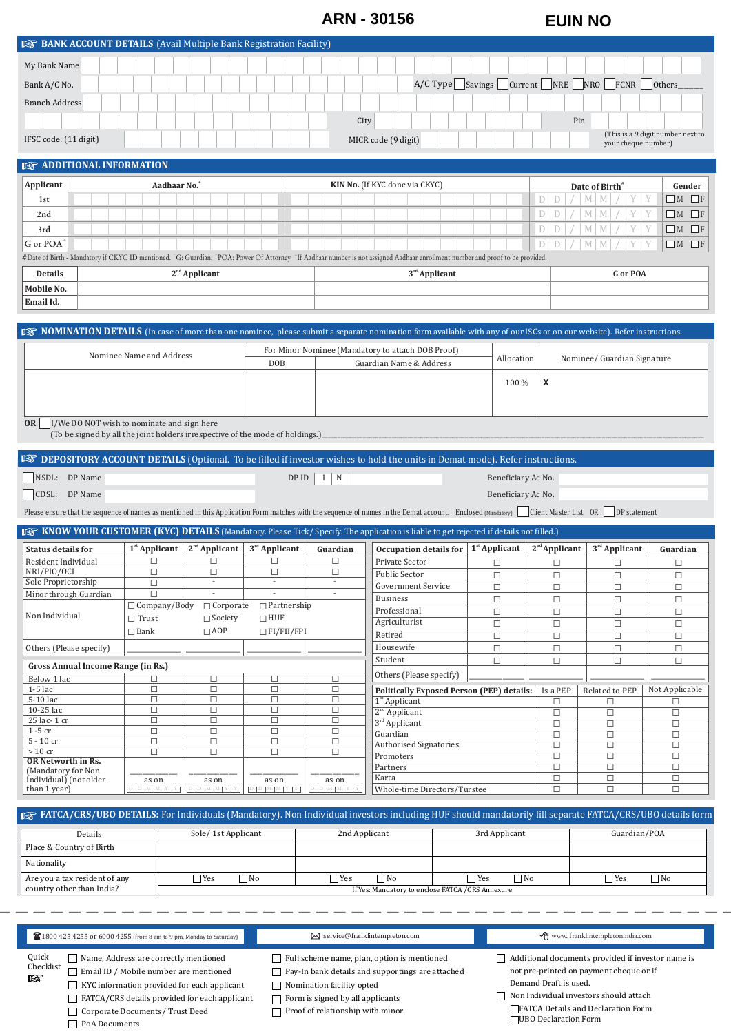ARN - 30156 EUIN NO

## BANK ACCOUNT DETAILS (Avail Multiple Bank Registration Facility)

My Bank Name

Bank A/C No. A/C Type ☐Savings ☐Current ☐NRE ☐NRO ☐FCNR ☐Others_____

Branch Address

City Pin

IFSC code: (11 digit) MICR code (9 digit) (This is a 9 digit number next to your cheque number)

## ADDITIONAL INFORMATION

| Applicant | Aadhaar No.^ | KIN No. (If KYC done via CKYC) | Date of Birth# | Gender |
|---|---|---|---|---|
| 1st | | | D D / M M / Y Y | ☐M ☐F |
| 2nd | | | D D / M M / Y Y | ☐M ☐F |
| 3rd | | | D D / M M / Y Y | ☐M ☐F |
| G or POA^ | | | D D / M M / Y Y | ☐M ☐F |

#Date of Birth - Mandatory if CKYC ID mentioned. ^G: Guardian; ^POA: Power Of Attorney ^If Aadhaar number is not assigned Aadhaar enrollment number and proof to be provided.

| Details | 2nd Applicant | 3rd Applicant | G or POA |
|---|---|---|---|
| Mobile No. | | | |
| Email Id. | | | |

## NOMINATION DETAILS (In case of more than one nominee, please submit a separate nomination form available with any of our ISCs or on our website). Refer instructions.

| Nominee Name and Address | For Minor Nominee (Mandatory to attach DOB Proof) | | Allocation | Nominee/ Guardian Signature |
|---|---|---|---|---|
| | DOB | Guardian Name & Address | | |
| | | | 100 % | X |

OR ☐I/We DO NOT wish to nominate and sign here
(To be signed by all the joint holders irrespective of the mode of holdings.)______________________

## DEPOSITORY ACCOUNT DETAILS (Optional. To be filled if investor wishes to hold the units in Demat mode). Refer instructions.

☐NSDL: DP Name DP ID I N Beneficiary Ac No.

☐CDSL: DP Name Beneficiary Ac No.

Please ensure that the sequence of names as mentioned in this Application Form matches with the sequence of names in the Demat account. Enclosed (Mandatory) ☐Client Master List OR ☐DP statement

## KNOW YOUR CUSTOMER (KYC) DETAILS (Mandatory. Please Tick/ Specify. The application is liable to get rejected if details not filled.)

| Status details for | 1st Applicant | 2nd Applicant | 3rd Applicant | Guardian |
|---|---|---|---|---|
| Resident Individual | ☐ | ☐ | ☐ | ☐ |
| NRI/PIO/OCI | ☐ | ☐ | ☐ | ☐ |
| Sole Proprietorship | ☐ | - | - | - |
| Minor through Guardian | ☐ | - | - | - |
| Non Individual | ☐Company/Body ☐Trust ☐Bank | ☐Corporate ☐Society ☐AOP | ☐Partnership ☐HUF ☐FI/FII/FPI | |
| Others (Please specify) | ____ | ____ | ____ | ____ |

| Gross Annual Income Range (in Rs.) | | | | |
|---|---|---|---|---|
| Below 1 lac | ☐ | ☐ | ☐ | ☐ |
| 1-5 lac | ☐ | ☐ | ☐ | ☐ |
| 5-10 lac | ☐ | ☐ | ☐ | ☐ |
| 10-25 lac | ☐ | ☐ | ☐ | ☐ |
| 25 lac- 1 cr | ☐ | ☐ | ☐ | ☐ |
| 1 -5 cr | ☐ | ☐ | ☐ | ☐ |
| 5 - 10 cr | ☐ | ☐ | ☐ | ☐ |
| > 10 cr | ☐ | ☐ | ☐ | ☐ |
| OR Networth in Rs. (Mandatory for Non Individual) (not older than 1 year) | ____ as on D D M M Y Y | ____ as on D D M M Y Y | ____ as on D D M M Y Y | ____ as on D D M M Y Y |

| Occupation details for | 1st Applicant | 2nd Applicant | 3rd Applicant | Guardian |
|---|---|---|---|---|
| Private Sector | ☐ | ☐ | ☐ | ☐ |
| Public Sector | ☐ | ☐ | ☐ | ☐ |
| Government Service | ☐ | ☐ | ☐ | ☐ |
| Business | ☐ | ☐ | ☐ | ☐ |
| Professional | ☐ | ☐ | ☐ | ☐ |
| Agriculturist | ☐ | ☐ | ☐ | ☐ |
| Retired | ☐ | ☐ | ☐ | ☐ |
| Housewife | ☐ | ☐ | ☐ | ☐ |
| Student | ☐ | ☐ | ☐ | ☐ |
| Others (Please specify) | ____ | ____ | ____ | ____ |

| Politically Exposed Person (PEP) details: | Is a PEP | Related to PEP | Not Applicable |
|---|---|---|---|
| 1st Applicant | ☐ | ☐ | ☐ |
| 2nd Applicant | ☐ | ☐ | ☐ |
| 3rd Applicant | ☐ | ☐ | ☐ |
| Guardian | ☐ | ☐ | ☐ |
| Authorised Signatories | ☐ | ☐ | ☐ |
| Promoters | ☐ | ☐ | ☐ |
| Partners | ☐ | ☐ | ☐ |
| Karta | ☐ | ☐ | ☐ |
| Whole-time Directors/Turstee | ☐ | ☐ | ☐ |

## FATCA/CRS/UBO DETAILS: For Individuals (Mandatory). Non Individual investors including HUF should mandatorily fill separate FATCA/CRS/UBO details form

| Details | Sole/ 1st Applicant | 2nd Applicant | 3rd Applicant | Guardian/POA |
|---|---|---|---|---|
| Place & Country of Birth | | | | |
| Nationality | | | | |
| Are you a tax resident of any country other than India? | ☐Yes ☐No | ☐Yes ☐No | ☐Yes ☐No | ☐Yes ☐No |
| | If Yes: Mandatory to enclose FATCA /CRS Annexure | | | |

1800 425 4255 or 6000 4255 (from 8 am to 9 pm, Monday to Saturday) | service@franklintempleton.com | www.franklintempletonindia.com

**Quick Checklist**

- ☐ Name, Address are correctly mentioned
- ☐ Email ID / Mobile number are mentioned
- ☐ KYC information provided for each applicant
- ☐ FATCA/CRS details provided for each applicant
- ☐ Corporate Documents/ Trust Deed
- ☐ PoA Documents
- ☐ Full scheme name, plan, option is mentioned
- ☐ Pay-In bank details and supportings are attached
- ☐ Nomination facility opted
- ☐ Form is signed by all applicants
- ☐ Proof of relationship with minor
- ☐ Additional documents provided if investor name is not pre-printed on payment cheque or if Demand Draft is used.
- ☐ Non Individual investors should attach
  - ☐FATCA Details and Declaration Form
  - ☐UBO Declaration Form